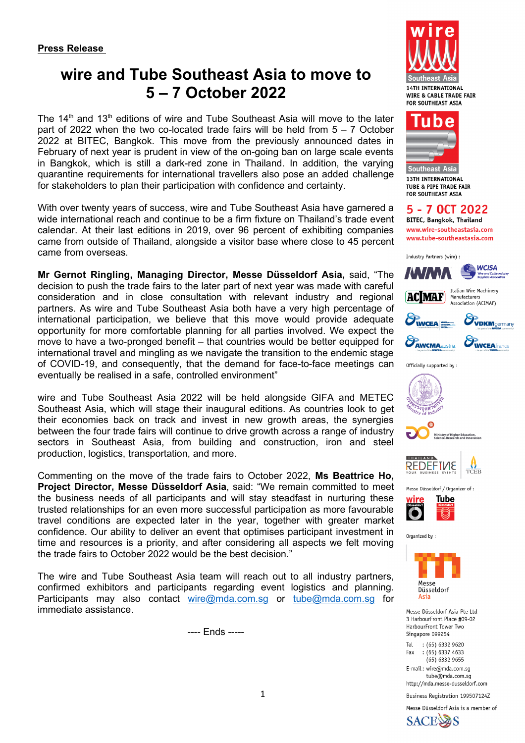**Press Release**

# wire and Tube Southeast Asia to move to 5 – 7 October 2022

The 14th and 13th editions of wire and Tube Southeast Asia will move to the later part of 2022 when the two co-located trade fairs will be held from 5 – 7 October 2022 at BITEC, Bangkok. This move from the previously announced dates in February of next year is prudent in view of the on-going ban on large scale events in Bangkok, which is still a dark-red zone in Thailand. In addition, the varying quarantine requirements for international travellers also pose an added challenge for stakeholders to plan their participation with confidence and certainty.

With over twenty years of success, wire and Tube Southeast Asia have garnered a wide international reach and continue to be a firm fixture on Thailand's trade event calendar. At their last editions in 2019, over 96 percent of exhibiting companies came from outside of Thailand, alongside a visitor base where close to 45 percent came from overseas.

**Mr Gernot Ringling, Managing Director, Messe Düsseldorf Asia,** said, "The decision to push the trade fairs to the later part of next year was made with careful consideration and in close consultation with relevant industry and regional partners. As wire and Tube Southeast Asia both have a very high percentage of international participation, we believe that this move would provide adequate opportunity for more comfortable planning for all parties involved. We expect the move to have a two-pronged benefit – that countries would be better equipped for international travel and mingling as we navigate the transition to the endemic stage of COVID-19, and consequently, that the demand for face-to-face meetings can eventually be realised in a safe, controlled environment"

wire and Tube Southeast Asia 2022 will be held alongside GIFA and METEC Southeast Asia, which will stage their inaugural editions. As countries look to get their economies back on track and invest in new growth areas, the synergies between the four trade fairs will continue to drive growth across a range of industry sectors in Southeast Asia, from building and construction, iron and steel production, logistics, transportation, and more.

Commenting on the move of the trade fairs to October 2022, **Ms Beattrice Ho, Project Director, Messe Düsseldorf Asia**, said: "We remain committed to meet the business needs of all participants and will stay steadfast in nurturing these trusted relationships for an even more successful participation as more favourable travel conditions are expected later in the year, together with greater market confidence. Our ability to deliver an event that optimises participant investment in time and resources is a priority, and after considering all aspects we felt moving the trade fairs to October 2022 would be the best decision."

The wire and Tube Southeast Asia team will reach out to all industry partners, confirmed exhibitors and participants regarding event logistics and planning. Participants may also contact wire@mda.com.sg or tube@mda.com.sg for immediate assistance.

---- Ends -----

wire Southeast Asia
14TH INTERNATIONAL WIRE & CABLE TRADE FAIR FOR SOUTHEAST ASIA

Tube Southeast Asia
13TH INTERNATIONAL TUBE & PIPE TRADE FAIR FOR SOUTHEAST ASIA

**5 - 7 OCT 2022**
BITEC, Bangkok, Thailand
www.wire-southeastasia.com
www.tube-southeastasia.com

Industry Partners (wire) :
IWMA, WCISA Wire and Cable Industry Suppliers Association, ACIMAF Italian Wire Machinery Manufacturers Association (ACIMAF), WCEA, VDKM germany, AWCMA austria, WCEA france

Officially supported by :
Ministry of Industry
Ministry of Higher Education, Science, Research and Innovation
Thailand Redefine Your Business Events, TCEB

Messe Düsseldorf / Organizer of :
wire Düsseldorf, Tube Düsseldorf

Organized by :
Messe Düsseldorf Asia

Messe Düsseldorf Asia Pte Ltd
3 HarbourFront Place #09-02
HarbourFront Tower Two
Singapore 099254

Tel : (65) 6332 9620
Fax : (65) 6337 4633
(65) 6332 9655
E-mail : wire@mda.com.sg
tube@mda.com.sg
http://mda.messe-dusseldorf.com

Business Registration 199507124Z

Messe Düsseldorf Asia is a member of SACEOS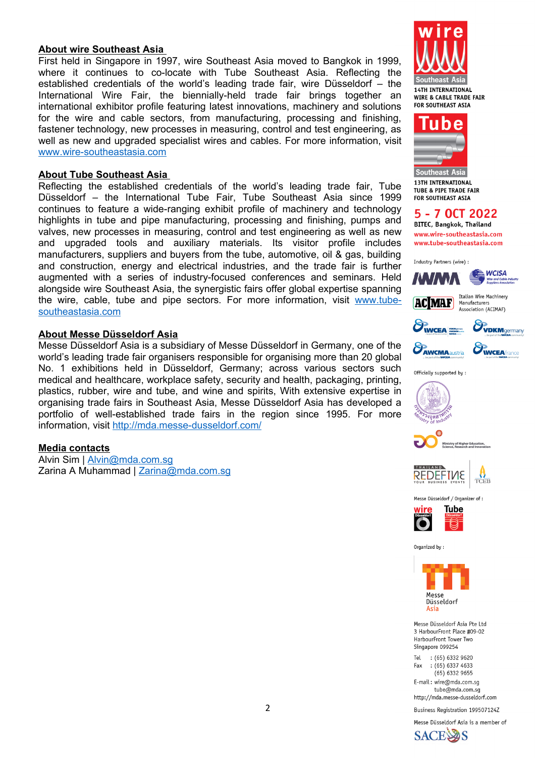## About wire Southeast Asia

First held in Singapore in 1997, wire Southeast Asia moved to Bangkok in 1999, where it continues to co-locate with Tube Southeast Asia. Reflecting the established credentials of the world's leading trade fair, wire Düsseldorf – the International Wire Fair, the biennially-held trade fair brings together an international exhibitor profile featuring latest innovations, machinery and solutions for the wire and cable sectors, from manufacturing, processing and finishing, fastener technology, new processes in measuring, control and test engineering, as well as new and upgraded specialist wires and cables. For more information, visit [www.wire-southeastasia.com](http://www.wire-southeastasia.com)

## About Tube Southeast Asia

Reflecting the established credentials of the world's leading trade fair, Tube Düsseldorf – the International Tube Fair, Tube Southeast Asia since 1999 continues to feature a wide-ranging exhibit profile of machinery and technology highlights in tube and pipe manufacturing, processing and finishing, pumps and valves, new processes in measuring, control and test engineering as well as new and upgraded tools and auxiliary materials. Its visitor profile includes manufacturers, suppliers and buyers from the tube, automotive, oil & gas, building and construction, energy and electrical industries, and the trade fair is further augmented with a series of industry-focused conferences and seminars. Held alongside wire Southeast Asia, the synergistic fairs offer global expertise spanning the wire, cable, tube and pipe sectors. For more information, visit [www.tube-southeastasia.com](http://www.tube-southeastasia.com)

## About Messe Düsseldorf Asia

Messe Düsseldorf Asia is a subsidiary of Messe Düsseldorf in Germany, one of the world's leading trade fair organisers responsible for organising more than 20 global No. 1 exhibitions held in Düsseldorf, Germany; across various sectors such medical and healthcare, workplace safety, security and health, packaging, printing, plastics, rubber, wire and tube, and wine and spirits, With extensive expertise in organising trade fairs in Southeast Asia, Messe Düsseldorf Asia has developed a portfolio of well-established trade fairs in the region since 1995. For more information, visit [http://mda.messe-dusseldorf.com/](http://mda.messe-dusseldorf.com/)

## Media contacts

Alvin Sim | [Alvin@mda.com.sg](mailto:Alvin@mda.com.sg)
Zarina A Muhammad | [Zarina@mda.com.sg](mailto:Zarina@mda.com.sg)

---

wire Southeast Asia
14TH INTERNATIONAL WIRE & CABLE TRADE FAIR FOR SOUTHEAST ASIA

Tube Southeast Asia
13TH INTERNATIONAL TUBE & PIPE TRADE FAIR FOR SOUTHEAST ASIA

**5 - 7 OCT 2022**
BITEC, Bangkok, Thailand
www.wire-southeastasia.com
www.tube-southeastasia.com

Industry Partners (wire) :
IWMA
WCISA Wire and Cable Industry Suppliers Association
ACIMAF Italian Wire Machinery Manufacturers Association (ACIMAF)
WCEA
VDKMgermany
AWCMAaustria
WCEAfrance

Officially supported by :
Ministry of Industry
Ministry of Higher Education, Science, Research and Innovation
Thailand Redefine Your Business Events
TCEB

Messe Düsseldorf / Organizer of :
wire Düsseldorf
Tube Düsseldorf

Organized by :
Messe Düsseldorf Asia

Messe Düsseldorf Asia Pte Ltd
3 HarbourFront Place #09-02
HarbourFront Tower Two
Singapore 099254

Tel : (65) 6332 9620
Fax : (65) 6337 4633
(65) 6332 9655

E-mail : wire@mda.com.sg
tube@mda.com.sg
http://mda.messe-dusseldorf.com

Business Registration 199507124Z

Messe Düsseldorf Asia is a member of SACEOS